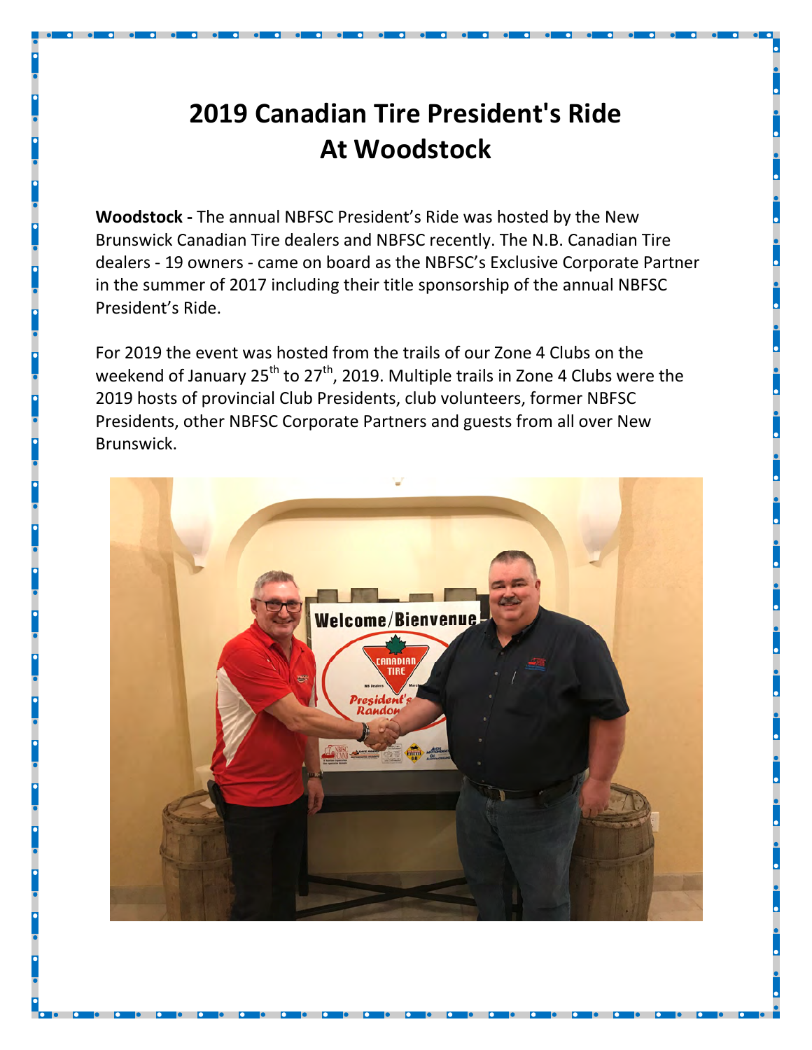# 2019 Canadian Tire President's Ride At Woodstock

**Woodstock -** The annual NBFSC President's Ride was hosted by the New Brunswick Canadian Tire dealers and NBFSC recently. The N.B. Canadian Tire dealers - 19 owners - came on board as the NBFSC's Exclusive Corporate Partner in the summer of 2017 including their title sponsorship of the annual NBFSC President's Ride.

For 2019 the event was hosted from the trails of our Zone 4 Clubs on the weekend of January 25th to 27th, 2019. Multiple trails in Zone 4 Clubs were the 2019 hosts of provincial Club Presidents, club volunteers, former NBFSC Presidents, other NBFSC Corporate Partners and guests from all over New Brunswick.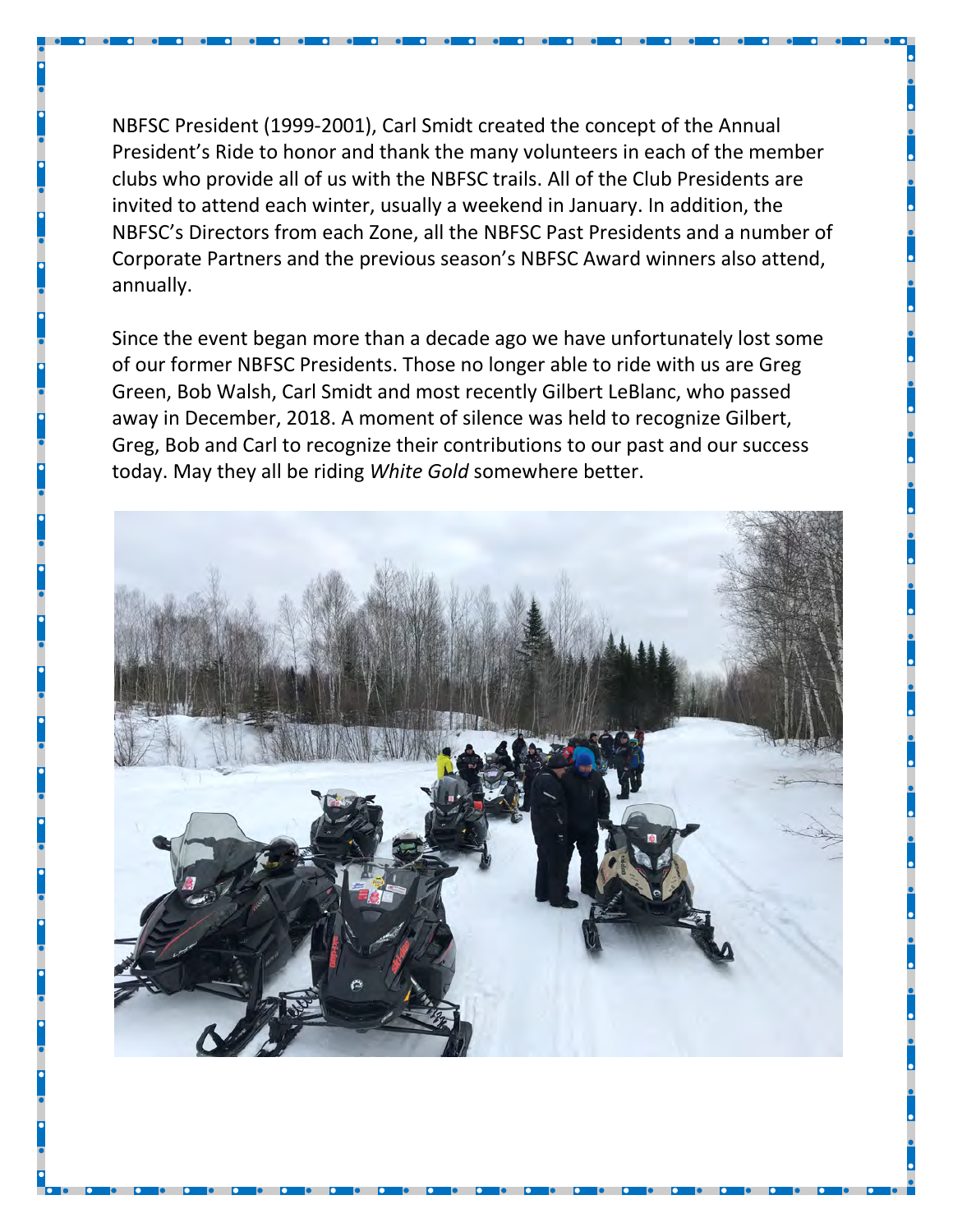NBFSC President (1999-2001), Carl Smidt created the concept of the Annual President's Ride to honor and thank the many volunteers in each of the member clubs who provide all of us with the NBFSC trails. All of the Club Presidents are invited to attend each winter, usually a weekend in January. In addition, the NBFSC's Directors from each Zone, all the NBFSC Past Presidents and a number of Corporate Partners and the previous season's NBFSC Award winners also attend, annually.

Since the event began more than a decade ago we have unfortunately lost some of our former NBFSC Presidents. Those no longer able to ride with us are Greg Green, Bob Walsh, Carl Smidt and most recently Gilbert LeBlanc, who passed away in December, 2018. A moment of silence was held to recognize Gilbert, Greg, Bob and Carl to recognize their contributions to our past and our success today. May they all be riding *White Gold* somewhere better.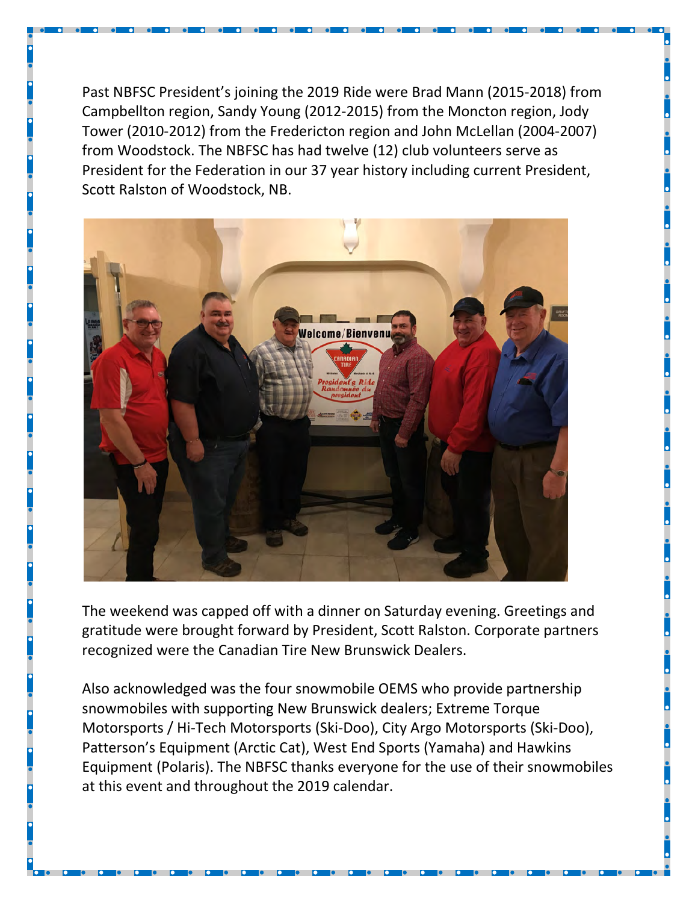Past NBFSC President's joining the 2019 Ride were Brad Mann (2015-2018) from Campbellton region, Sandy Young (2012-2015) from the Moncton region, Jody Tower (2010-2012) from the Fredericton region and John McLellan (2004-2007) from Woodstock. The NBFSC has had twelve (12) club volunteers serve as President for the Federation in our 37 year history including current President, Scott Ralston of Woodstock, NB.

The weekend was capped off with a dinner on Saturday evening. Greetings and gratitude were brought forward by President, Scott Ralston. Corporate partners recognized were the Canadian Tire New Brunswick Dealers.

Also acknowledged was the four snowmobile OEMS who provide partnership snowmobiles with supporting New Brunswick dealers; Extreme Torque Motorsports / Hi-Tech Motorsports (Ski-Doo), City Argo Motorsports (Ski-Doo), Patterson's Equipment (Arctic Cat), West End Sports (Yamaha) and Hawkins Equipment (Polaris). The NBFSC thanks everyone for the use of their snowmobiles at this event and throughout the 2019 calendar.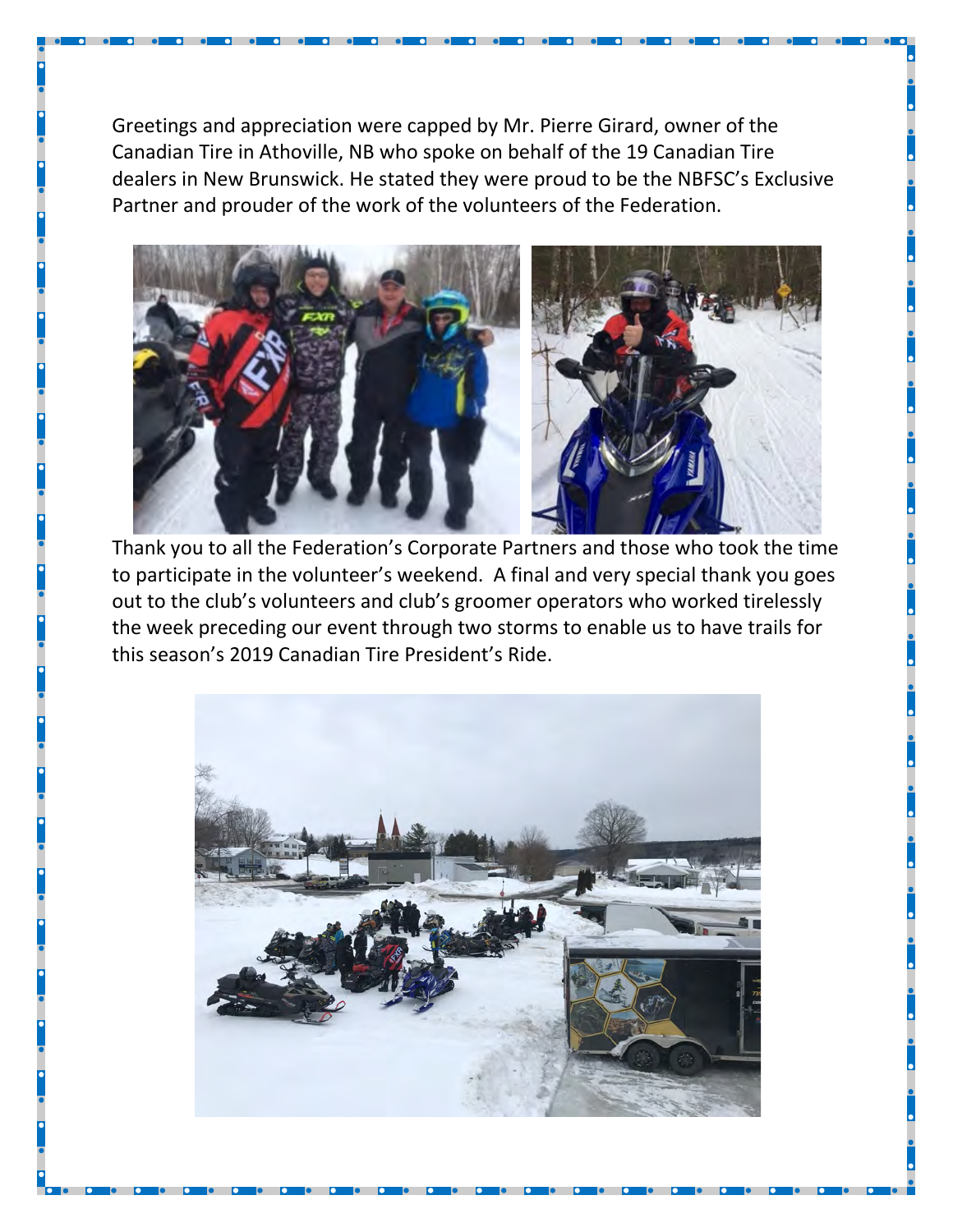Greetings and appreciation were capped by Mr. Pierre Girard, owner of the Canadian Tire in Athoville, NB who spoke on behalf of the 19 Canadian Tire dealers in New Brunswick. He stated they were proud to be the NBFSC's Exclusive Partner and prouder of the work of the volunteers of the Federation.

Thank you to all the Federation's Corporate Partners and those who took the time to participate in the volunteer's weekend. A final and very special thank you goes out to the club's volunteers and club's groomer operators who worked tirelessly the week preceding our event through two storms to enable us to have trails for this season's 2019 Canadian Tire President's Ride.